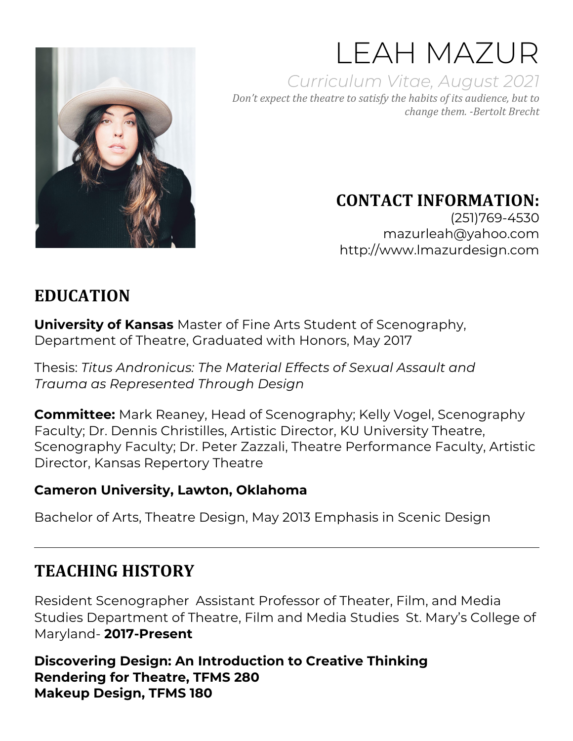# LEAH MAZUR

*Curriculum Vitae, August 2021*

*Don't expect the theatre to satisfy the habits of its audience, but to change them. -Bertolt Brecht*

### CONTACT INFORMATION:

(251)769-4530
mazurleah@yahoo.com
http://www.lmazurdesign.com

## EDUCATION

**University of Kansas** Master of Fine Arts Student of Scenography, Department of Theatre, Graduated with Honors, May 2017

Thesis: *Titus Andronicus: The Material Effects of Sexual Assault and Trauma as Represented Through Design*

**Committee:** Mark Reaney, Head of Scenography; Kelly Vogel, Scenography Faculty; Dr. Dennis Christilles, Artistic Director, KU University Theatre, Scenography Faculty; Dr. Peter Zazzali, Theatre Performance Faculty, Artistic Director, Kansas Repertory Theatre

**Cameron University, Lawton, Oklahoma**

Bachelor of Arts, Theatre Design, May 2013 Emphasis in Scenic Design

---

## TEACHING HISTORY

Resident Scenographer Assistant Professor of Theater, Film, and Media Studies Department of Theatre, Film and Media Studies St. Mary's College of Maryland- **2017-Present**

**Discovering Design: An Introduction to Creative Thinking**
**Rendering for Theatre, TFMS 280**
**Makeup Design, TFMS 180**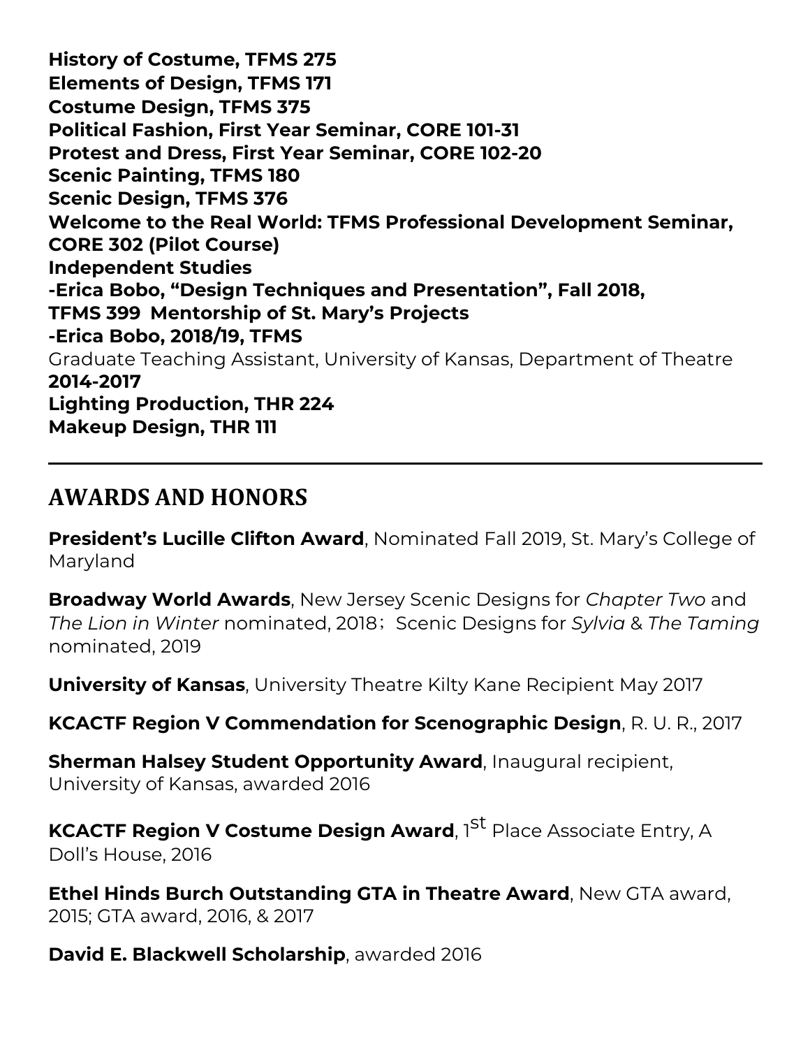**History of Costume, TFMS 275**
**Elements of Design, TFMS 171**
**Costume Design, TFMS 375**
**Political Fashion, First Year Seminar, CORE 101-31**
**Protest and Dress, First Year Seminar, CORE 102-20**
**Scenic Painting, TFMS 180**
**Scenic Design, TFMS 376**
**Welcome to the Real World: TFMS Professional Development Seminar, CORE 302 (Pilot Course)**
**Independent Studies**
**-Erica Bobo, "Design Techniques and Presentation", Fall 2018, TFMS 399 Mentorship of St. Mary's Projects**
**-Erica Bobo, 2018/19, TFMS**

Graduate Teaching Assistant, University of Kansas, Department of Theatre
**2014-2017**
**Lighting Production, THR 224**
**Makeup Design, THR 111**

---

## AWARDS AND HONORS

**President's Lucille Clifton Award**, Nominated Fall 2019, St. Mary's College of Maryland

**Broadway World Awards**, New Jersey Scenic Designs for *Chapter Two* and *The Lion in Winter* nominated, 2018; Scenic Designs for *Sylvia* & *The Taming* nominated, 2019

**University of Kansas**, University Theatre Kilty Kane Recipient May 2017

**KCACTF Region V Commendation for Scenographic Design**, R. U. R., 2017

**Sherman Halsey Student Opportunity Award**, Inaugural recipient, University of Kansas, awarded 2016

**KCACTF Region V Costume Design Award**, 1st Place Associate Entry, A Doll's House, 2016

**Ethel Hinds Burch Outstanding GTA in Theatre Award**, New GTA award, 2015; GTA award, 2016, & 2017

**David E. Blackwell Scholarship**, awarded 2016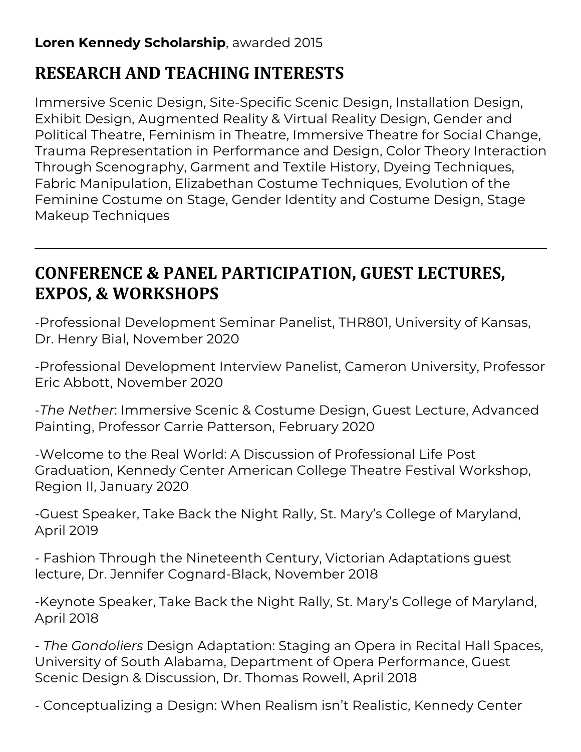**Loren Kennedy Scholarship**, awarded 2015

## RESEARCH AND TEACHING INTERESTS

Immersive Scenic Design, Site-Specific Scenic Design, Installation Design, Exhibit Design, Augmented Reality & Virtual Reality Design, Gender and Political Theatre, Feminism in Theatre, Immersive Theatre for Social Change, Trauma Representation in Performance and Design, Color Theory Interaction Through Scenography, Garment and Textile History, Dyeing Techniques, Fabric Manipulation, Elizabethan Costume Techniques, Evolution of the Feminine Costume on Stage, Gender Identity and Costume Design, Stage Makeup Techniques

---

## CONFERENCE & PANEL PARTICIPATION, GUEST LECTURES, EXPOS, & WORKSHOPS

-Professional Development Seminar Panelist, THR801, University of Kansas, Dr. Henry Bial, November 2020

-Professional Development Interview Panelist, Cameron University, Professor Eric Abbott, November 2020

-*The Nether*: Immersive Scenic & Costume Design, Guest Lecture, Advanced Painting, Professor Carrie Patterson, February 2020

-Welcome to the Real World: A Discussion of Professional Life Post Graduation, Kennedy Center American College Theatre Festival Workshop, Region II, January 2020

-Guest Speaker, Take Back the Night Rally, St. Mary's College of Maryland, April 2019

- Fashion Through the Nineteenth Century, Victorian Adaptations guest lecture, Dr. Jennifer Cognard-Black, November 2018

-Keynote Speaker, Take Back the Night Rally, St. Mary's College of Maryland, April 2018

- *The Gondoliers* Design Adaptation: Staging an Opera in Recital Hall Spaces, University of South Alabama, Department of Opera Performance, Guest Scenic Design & Discussion, Dr. Thomas Rowell, April 2018

- Conceptualizing a Design: When Realism isn't Realistic, Kennedy Center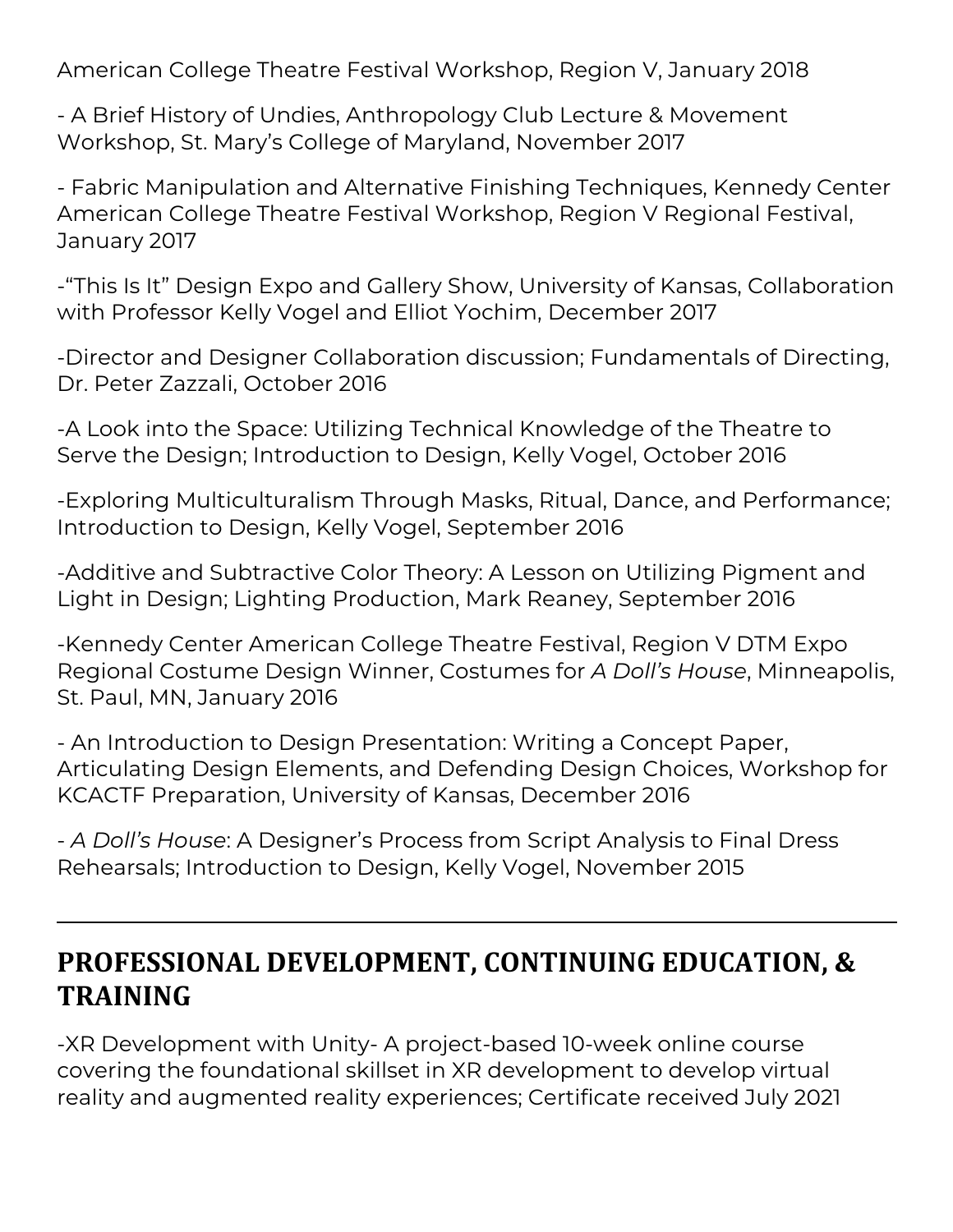American College Theatre Festival Workshop, Region V, January 2018

- A Brief History of Undies, Anthropology Club Lecture & Movement Workshop, St. Mary's College of Maryland, November 2017

- Fabric Manipulation and Alternative Finishing Techniques, Kennedy Center American College Theatre Festival Workshop, Region V Regional Festival, January 2017

-"This Is It" Design Expo and Gallery Show, University of Kansas, Collaboration with Professor Kelly Vogel and Elliot Yochim, December 2017

-Director and Designer Collaboration discussion; Fundamentals of Directing, Dr. Peter Zazzali, October 2016

-A Look into the Space: Utilizing Technical Knowledge of the Theatre to Serve the Design; Introduction to Design, Kelly Vogel, October 2016

-Exploring Multiculturalism Through Masks, Ritual, Dance, and Performance; Introduction to Design, Kelly Vogel, September 2016

-Additive and Subtractive Color Theory: A Lesson on Utilizing Pigment and Light in Design; Lighting Production, Mark Reaney, September 2016

-Kennedy Center American College Theatre Festival, Region V DTM Expo Regional Costume Design Winner, Costumes for *A Doll's House*, Minneapolis, St. Paul, MN, January 2016

- An Introduction to Design Presentation: Writing a Concept Paper, Articulating Design Elements, and Defending Design Choices, Workshop for KCACTF Preparation, University of Kansas, December 2016

- *A Doll's House*: A Designer's Process from Script Analysis to Final Dress Rehearsals; Introduction to Design, Kelly Vogel, November 2015

---

## PROFESSIONAL DEVELOPMENT, CONTINUING EDUCATION, & TRAINING

-XR Development with Unity- A project-based 10-week online course covering the foundational skillset in XR development to develop virtual reality and augmented reality experiences; Certificate received July 2021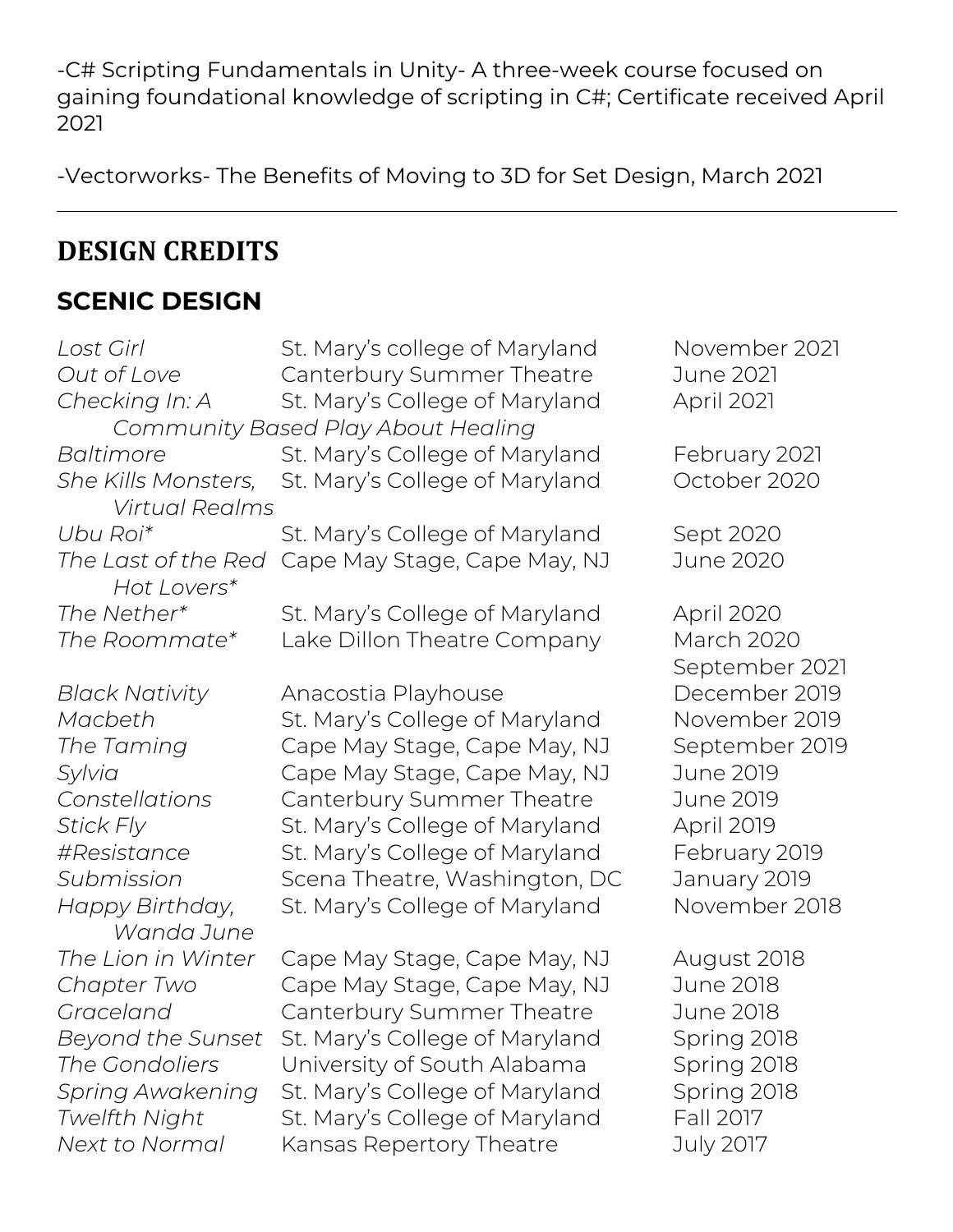-C# Scripting Fundamentals in Unity- A three-week course focused on gaining foundational knowledge of scripting in C#; Certificate received April 2021

-Vectorworks- The Benefits of Moving to 3D for Set Design, March 2021

---

# DESIGN CREDITS

## SCENIC DESIGN

| | | |
|---|---|---|
| *Lost Girl* | St. Mary's college of Maryland | November 2021 |
| *Out of Love* | Canterbury Summer Theatre | June 2021 |
| *Checking In: A Community Based Play About Healing* | St. Mary's College of Maryland | April 2021 |
| *Baltimore* | St. Mary's College of Maryland | February 2021 |
| *She Kills Monsters, Virtual Realms* | St. Mary's College of Maryland | October 2020 |
| *Ubu Roi** | St. Mary's College of Maryland | Sept 2020 |
| *The Last of the Red Hot Lovers** | Cape May Stage, Cape May, NJ | June 2020 |
| *The Nether** | St. Mary's College of Maryland | April 2020 |
| *The Roommate** | Lake Dillon Theatre Company | March 2020 September 2021 |
| *Black Nativity* | Anacostia Playhouse | December 2019 |
| *Macbeth* | St. Mary's College of Maryland | November 2019 |
| *The Taming* | Cape May Stage, Cape May, NJ | September 2019 |
| *Sylvia* | Cape May Stage, Cape May, NJ | June 2019 |
| *Constellations* | Canterbury Summer Theatre | June 2019 |
| *Stick Fly* | St. Mary's College of Maryland | April 2019 |
| *#Resistance* | St. Mary's College of Maryland | February 2019 |
| *Submission* | Scena Theatre, Washington, DC | January 2019 |
| *Happy Birthday, Wanda June* | St. Mary's College of Maryland | November 2018 |
| *The Lion in Winter* | Cape May Stage, Cape May, NJ | August 2018 |
| *Chapter Two* | Cape May Stage, Cape May, NJ | June 2018 |
| *Graceland* | Canterbury Summer Theatre | June 2018 |
| *Beyond the Sunset* | St. Mary's College of Maryland | Spring 2018 |
| *The Gondoliers* | University of South Alabama | Spring 2018 |
| *Spring Awakening* | St. Mary's College of Maryland | Spring 2018 |
| *Twelfth Night* | St. Mary's College of Maryland | Fall 2017 |
| *Next to Normal* | Kansas Repertory Theatre | July 2017 |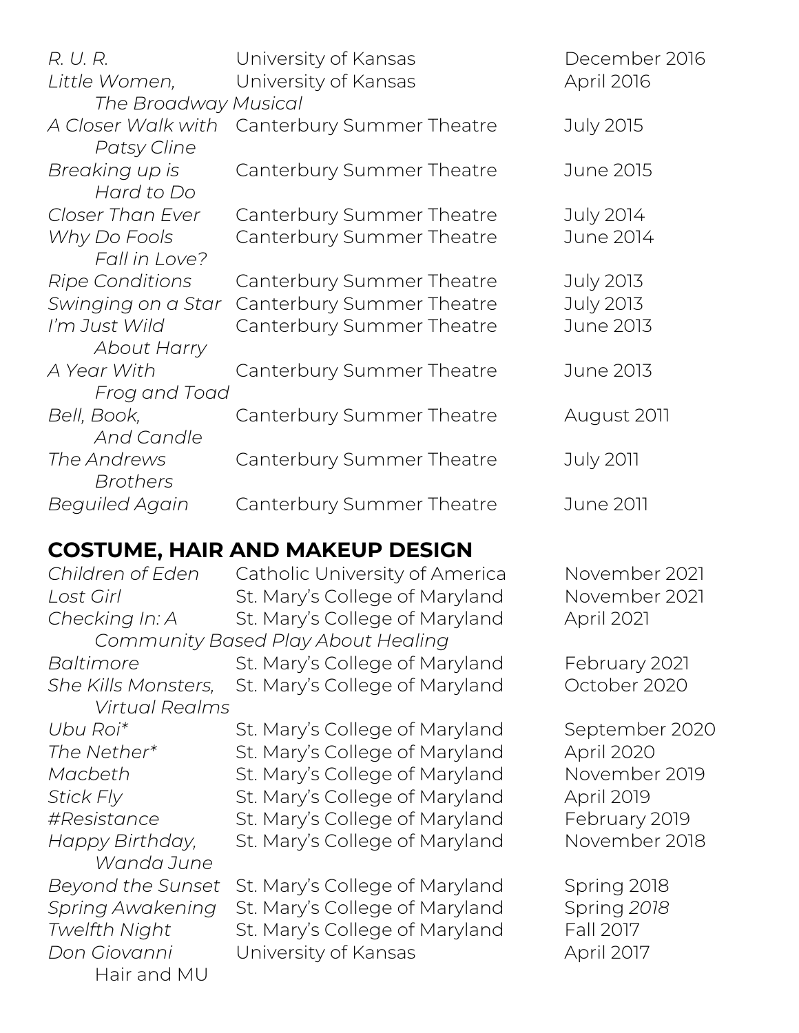| | | |
|---|---|---|
| *R. U. R.* | University of Kansas | December 2016 |
| *Little Women, The Broadway Musical* | University of Kansas | April 2016 |
| *A Closer Walk with Patsy Cline* | Canterbury Summer Theatre | July 2015 |
| *Breaking up is Hard to Do* | Canterbury Summer Theatre | June 2015 |
| *Closer Than Ever* | Canterbury Summer Theatre | July 2014 |
| *Why Do Fools Fall in Love?* | Canterbury Summer Theatre | June 2014 |
| *Ripe Conditions* | Canterbury Summer Theatre | July 2013 |
| *Swinging on a Star* | Canterbury Summer Theatre | July 2013 |
| *I'm Just Wild About Harry* | Canterbury Summer Theatre | June 2013 |
| *A Year With Frog and Toad* | Canterbury Summer Theatre | June 2013 |
| *Bell, Book, And Candle* | Canterbury Summer Theatre | August 2011 |
| *The Andrews Brothers* | Canterbury Summer Theatre | July 2011 |
| *Beguiled Again* | Canterbury Summer Theatre | June 2011 |

## COSTUME, HAIR AND MAKEUP DESIGN

| | | |
|---|---|---|
| *Children of Eden* | Catholic University of America | November 2021 |
| *Lost Girl* | St. Mary's College of Maryland | November 2021 |
| *Checking In: A Community Based Play About Healing* | St. Mary's College of Maryland | April 2021 |
| *Baltimore* | St. Mary's College of Maryland | February 2021 |
| *She Kills Monsters, Virtual Realms* | St. Mary's College of Maryland | October 2020 |
| *Ubu Roi** | St. Mary's College of Maryland | September 2020 |
| *The Nether** | St. Mary's College of Maryland | April 2020 |
| *Macbeth* | St. Mary's College of Maryland | November 2019 |
| *Stick Fly* | St. Mary's College of Maryland | April 2019 |
| *#Resistance* | St. Mary's College of Maryland | February 2019 |
| *Happy Birthday, Wanda June* | St. Mary's College of Maryland | November 2018 |
| *Beyond the Sunset* | St. Mary's College of Maryland | Spring 2018 |
| *Spring Awakening* | St. Mary's College of Maryland | Spring *2018* |
| *Twelfth Night* | St. Mary's College of Maryland | Fall 2017 |
| *Don Giovanni* Hair and MU | University of Kansas | April 2017 |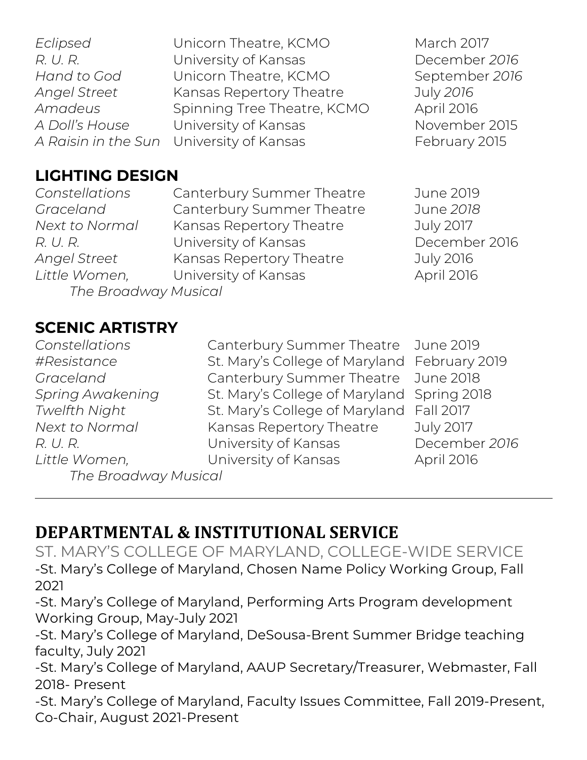| | | |
|---|---|---|
| *Eclipsed* | Unicorn Theatre, KCMO | March 2017 |
| *R. U. R.* | University of Kansas | December *2016* |
| *Hand to God* | Unicorn Theatre, KCMO | September *2016* |
| *Angel Street* | Kansas Repertory Theatre | July *2016* |
| *Amadeus* | Spinning Tree Theatre, KCMO | April 2016 |
| *A Doll's House* | University of Kansas | November 2015 |
| *A Raisin in the Sun* | University of Kansas | February 2015 |

## LIGHTING DESIGN

| | | |
|---|---|---|
| *Constellations* | Canterbury Summer Theatre | June 2019 |
| *Graceland* | Canterbury Summer Theatre | June *2018* |
| *Next to Normal* | Kansas Repertory Theatre | July 2017 |
| *R. U. R.* | University of Kansas | December 2016 |
| *Angel Street* | Kansas Repertory Theatre | July 2016 |
| *Little Women, The Broadway Musical* | University of Kansas | April 2016 |

## SCENIC ARTISTRY

| | | |
|---|---|---|
| *Constellations* | Canterbury Summer Theatre | June 2019 |
| *#Resistance* | St. Mary's College of Maryland | February 2019 |
| *Graceland* | Canterbury Summer Theatre | June 2018 |
| *Spring Awakening* | St. Mary's College of Maryland | Spring 2018 |
| *Twelfth Night* | St. Mary's College of Maryland | Fall 2017 |
| *Next to Normal* | Kansas Repertory Theatre | July 2017 |
| *R. U. R.* | University of Kansas | December *2016* |
| *Little Women, The Broadway Musical* | University of Kansas | April 2016 |

---

# DEPARTMENTAL & INSTITUTIONAL SERVICE

### ST. MARY'S COLLEGE OF MARYLAND, COLLEGE-WIDE SERVICE

-St. Mary's College of Maryland, Chosen Name Policy Working Group, Fall 2021

-St. Mary's College of Maryland, Performing Arts Program development Working Group, May-July 2021

-St. Mary's College of Maryland, DeSousa-Brent Summer Bridge teaching faculty, July 2021

-St. Mary's College of Maryland, AAUP Secretary/Treasurer, Webmaster, Fall 2018- Present

-St. Mary's College of Maryland, Faculty Issues Committee, Fall 2019-Present, Co-Chair, August 2021-Present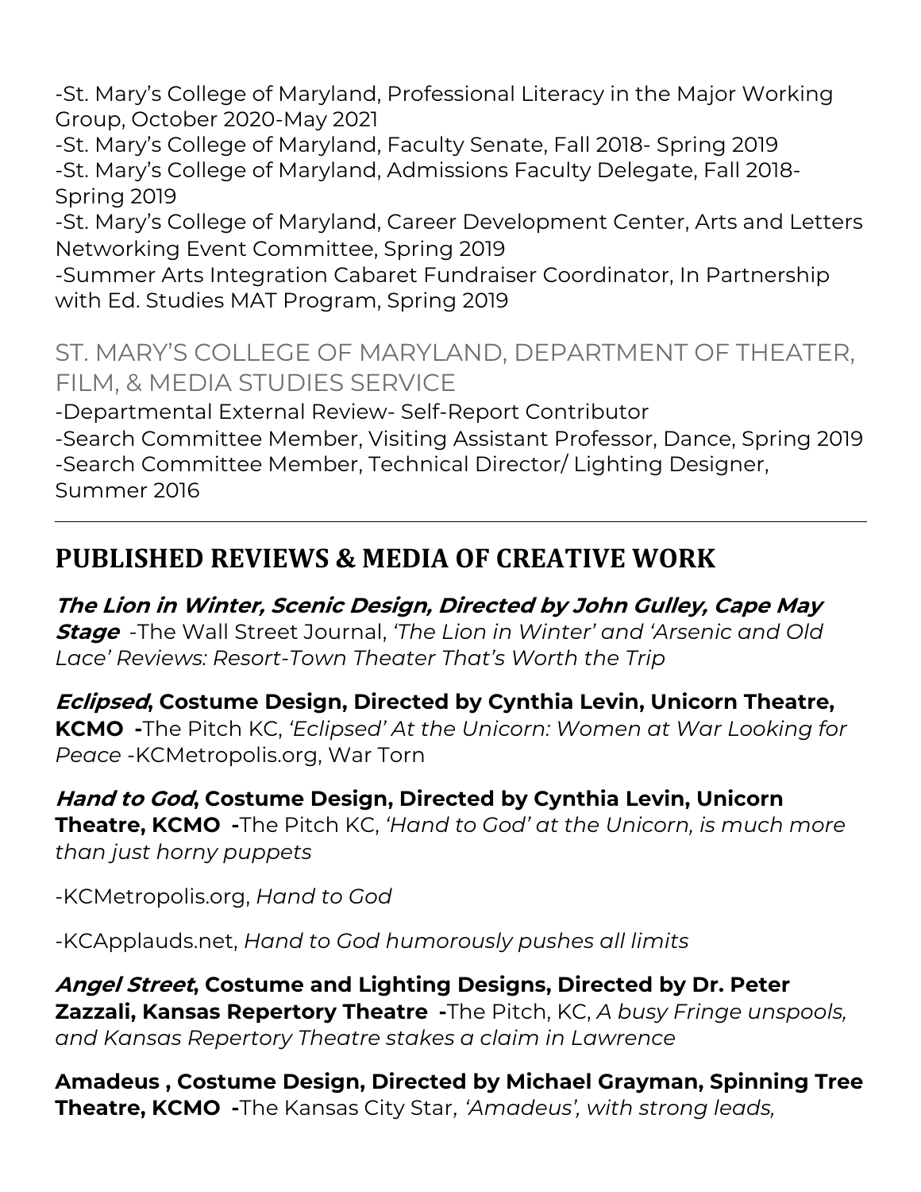-St. Mary's College of Maryland, Professional Literacy in the Major Working Group, October 2020-May 2021
-St. Mary's College of Maryland, Faculty Senate, Fall 2018- Spring 2019
-St. Mary's College of Maryland, Admissions Faculty Delegate, Fall 2018- Spring 2019
-St. Mary's College of Maryland, Career Development Center, Arts and Letters Networking Event Committee, Spring 2019
-Summer Arts Integration Cabaret Fundraiser Coordinator, In Partnership with Ed. Studies MAT Program, Spring 2019

### ST. MARY'S COLLEGE OF MARYLAND, DEPARTMENT OF THEATER, FILM, & MEDIA STUDIES SERVICE

-Departmental External Review- Self-Report Contributor
-Search Committee Member, Visiting Assistant Professor, Dance, Spring 2019
-Search Committee Member, Technical Director/ Lighting Designer, Summer 2016

---

## PUBLISHED REVIEWS & MEDIA OF CREATIVE WORK

***The Lion in Winter, Scenic Design, Directed by John Gulley, Cape May Stage*** -The Wall Street Journal, *'The Lion in Winter' and 'Arsenic and Old Lace' Reviews: Resort-Town Theater That's Worth the Trip*

***Eclipsed*, Costume Design, Directed by Cynthia Levin, Unicorn Theatre, KCMO -**The Pitch KC, *'Eclipsed' At the Unicorn: Women at War Looking for Peace* -KCMetropolis.org, War Torn

***Hand to God*, Costume Design, Directed by Cynthia Levin, Unicorn Theatre, KCMO -**The Pitch KC, *'Hand to God' at the Unicorn, is much more than just horny puppets*

-KCMetropolis.org, *Hand to God*

-KCApplauds.net, *Hand to God humorously pushes all limits*

***Angel Street*, Costume and Lighting Designs, Directed by Dr. Peter Zazzali, Kansas Repertory Theatre -**The Pitch, KC, *A busy Fringe unspools, and Kansas Repertory Theatre stakes a claim in Lawrence*

**Amadeus , Costume Design, Directed by Michael Grayman, Spinning Tree Theatre, KCMO -**The Kansas City Star, *'Amadeus', with strong leads,*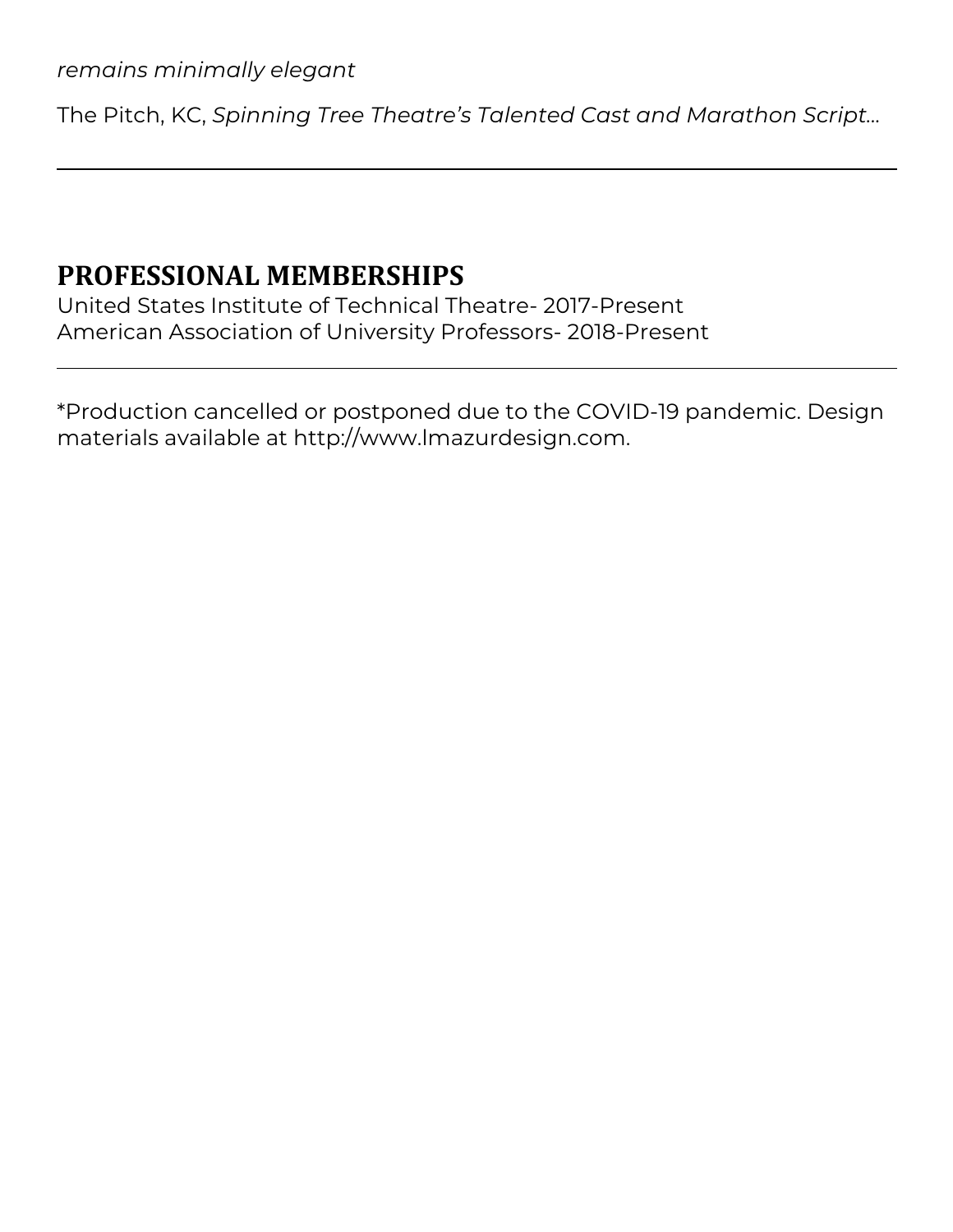*remains minimally elegant*

The Pitch, KC, *Spinning Tree Theatre's Talented Cast and Marathon Script...*

---

## PROFESSIONAL MEMBERSHIPS

United States Institute of Technical Theatre- 2017-Present
American Association of University Professors- 2018-Present

---

*Production cancelled or postponed due to the COVID-19 pandemic. Design materials available at http://www.lmazurdesign.com.